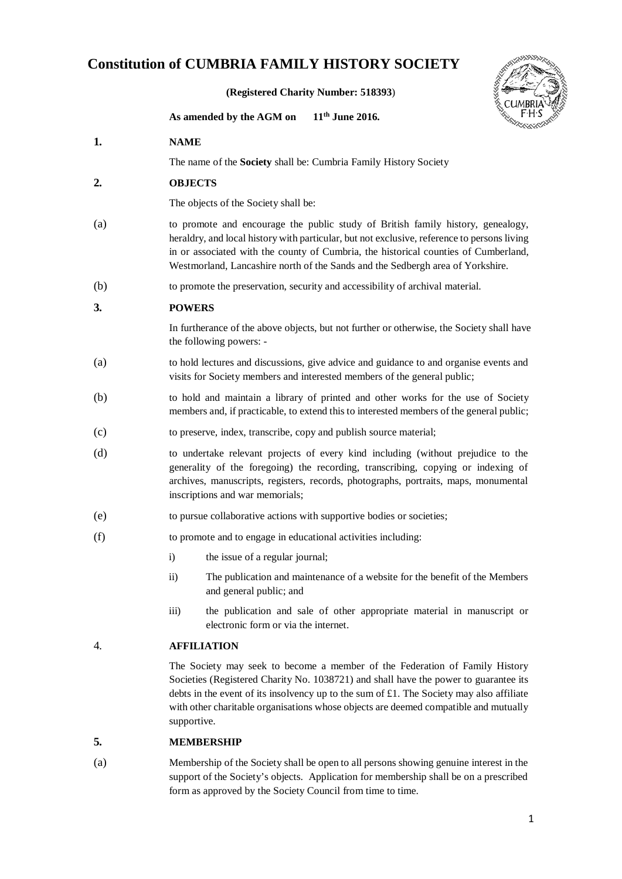# Constitution of CUMBRIA FAMILY HISTORY SOCIETY

**(Registered Charity Number: 518393)**

**As amended by the AGM on 11th June 2016.**

## 1. NAME

The name of the **Society** shall be: Cumbria Family History Society

## 2. OBJECTS

The objects of the Society shall be:

(a) to promote and encourage the public study of British family history, genealogy, heraldry, and local history with particular, but not exclusive, reference to persons living in or associated with the county of Cumbria, the historical counties of Cumberland, Westmorland, Lancashire north of the Sands and the Sedbergh area of Yorkshire.

(b) to promote the preservation, security and accessibility of archival material.

## 3. POWERS

In furtherance of the above objects, but not further or otherwise, the Society shall have the following powers: -

(a) to hold lectures and discussions, give advice and guidance to and organise events and visits for Society members and interested members of the general public;

(b) to hold and maintain a library of printed and other works for the use of Society members and, if practicable, to extend this to interested members of the general public;

(c) to preserve, index, transcribe, copy and publish source material;

(d) to undertake relevant projects of every kind including (without prejudice to the generality of the foregoing) the recording, transcribing, copying or indexing of archives, manuscripts, registers, records, photographs, portraits, maps, monumental inscriptions and war memorials;

(e) to pursue collaborative actions with supportive bodies or societies;

(f) to promote and to engage in educational activities including:

i) the issue of a regular journal;

ii) The publication and maintenance of a website for the benefit of the Members and general public; and

iii) the publication and sale of other appropriate material in manuscript or electronic form or via the internet.

## 4. AFFILIATION

The Society may seek to become a member of the Federation of Family History Societies (Registered Charity No. 1038721) and shall have the power to guarantee its debts in the event of its insolvency up to the sum of £1. The Society may also affiliate with other charitable organisations whose objects are deemed compatible and mutually supportive.

## 5. MEMBERSHIP

(a) Membership of the Society shall be open to all persons showing genuine interest in the support of the Society's objects. Application for membership shall be on a prescribed form as approved by the Society Council from time to time.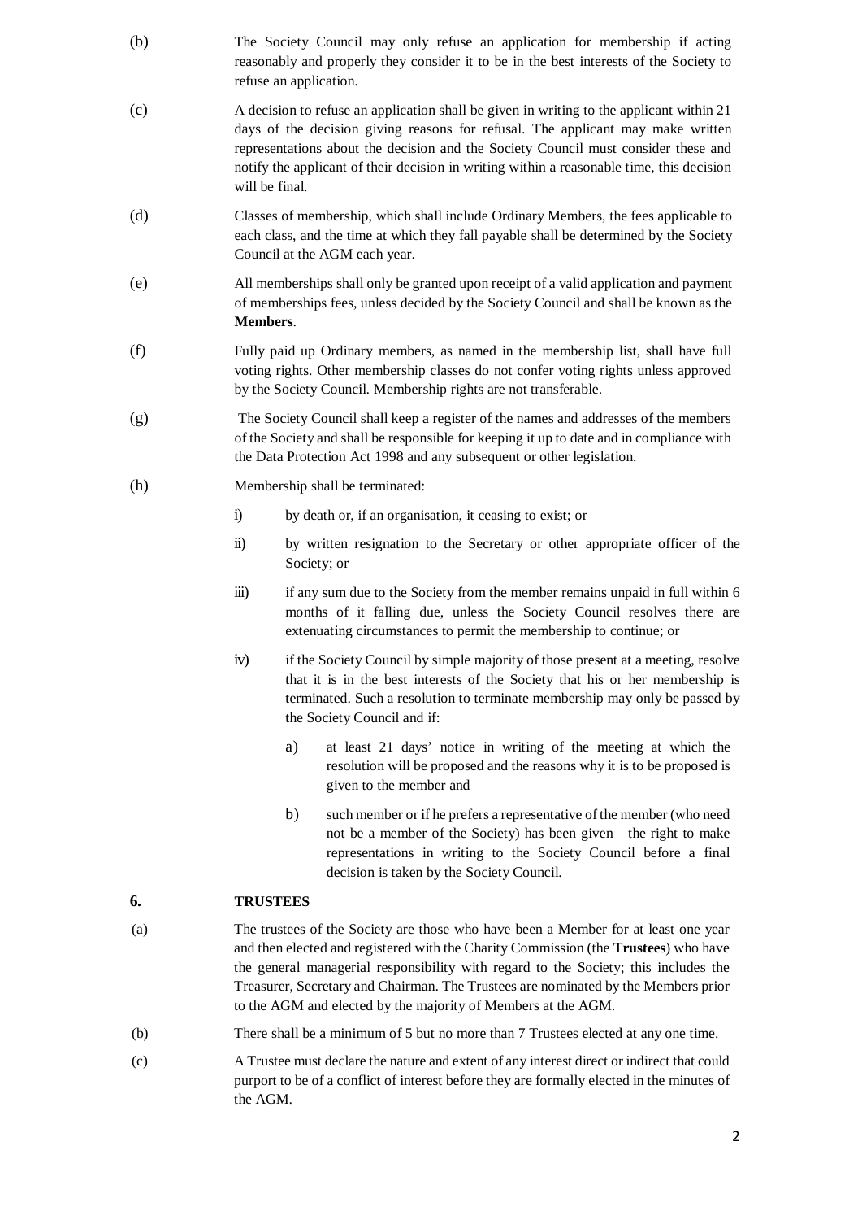(b) The Society Council may only refuse an application for membership if acting reasonably and properly they consider it to be in the best interests of the Society to refuse an application.

(c) A decision to refuse an application shall be given in writing to the applicant within 21 days of the decision giving reasons for refusal. The applicant may make written representations about the decision and the Society Council must consider these and notify the applicant of their decision in writing within a reasonable time, this decision will be final.

(d) Classes of membership, which shall include Ordinary Members, the fees applicable to each class, and the time at which they fall payable shall be determined by the Society Council at the AGM each year.

(e) All memberships shall only be granted upon receipt of a valid application and payment of memberships fees, unless decided by the Society Council and shall be known as the **Members**.

(f) Fully paid up Ordinary members, as named in the membership list, shall have full voting rights. Other membership classes do not confer voting rights unless approved by the Society Council. Membership rights are not transferable.

(g) The Society Council shall keep a register of the names and addresses of the members of the Society and shall be responsible for keeping it up to date and in compliance with the Data Protection Act 1998 and any subsequent or other legislation.

(h) Membership shall be terminated:

- i) by death or, if an organisation, it ceasing to exist; or
- ii) by written resignation to the Secretary or other appropriate officer of the Society; or
- iii) if any sum due to the Society from the member remains unpaid in full within 6 months of it falling due, unless the Society Council resolves there are extenuating circumstances to permit the membership to continue; or
- iv) if the Society Council by simple majority of those present at a meeting, resolve that it is in the best interests of the Society that his or her membership is terminated. Such a resolution to terminate membership may only be passed by the Society Council and if:
  - a) at least 21 days' notice in writing of the meeting at which the resolution will be proposed and the reasons why it is to be proposed is given to the member and
  - b) such member or if he prefers a representative of the member (who need not be a member of the Society) has been given the right to make representations in writing to the Society Council before a final decision is taken by the Society Council.

## 6. TRUSTEES

(a) The trustees of the Society are those who have been a Member for at least one year and then elected and registered with the Charity Commission (the **Trustees**) who have the general managerial responsibility with regard to the Society; this includes the Treasurer, Secretary and Chairman. The Trustees are nominated by the Members prior to the AGM and elected by the majority of Members at the AGM.

(b) There shall be a minimum of 5 but no more than 7 Trustees elected at any one time.

(c) A Trustee must declare the nature and extent of any interest direct or indirect that could purport to be of a conflict of interest before they are formally elected in the minutes of the AGM.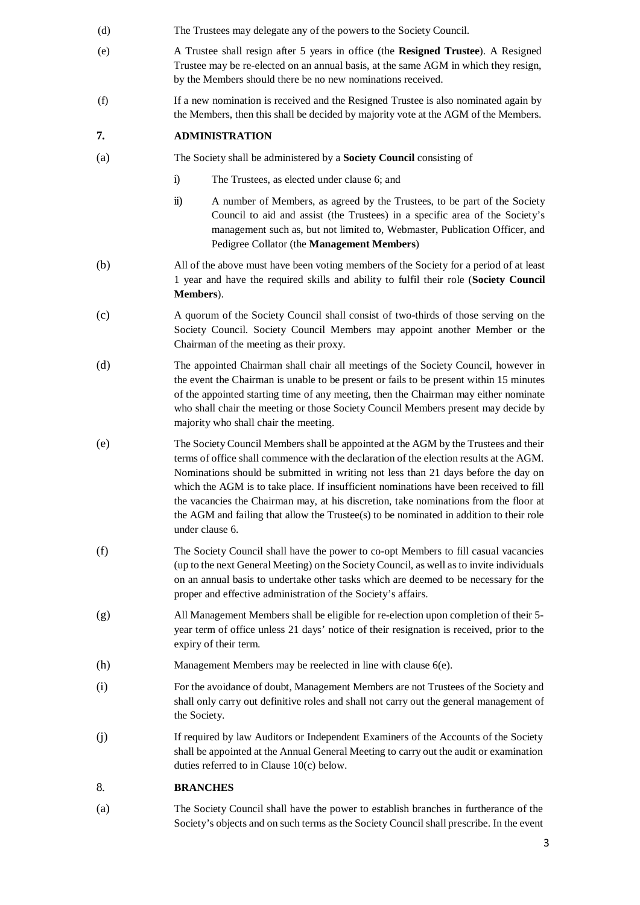(d) The Trustees may delegate any of the powers to the Society Council.

(e) A Trustee shall resign after 5 years in office (the **Resigned Trustee**). A Resigned Trustee may be re-elected on an annual basis, at the same AGM in which they resign, by the Members should there be no new nominations received.

(f) If a new nomination is received and the Resigned Trustee is also nominated again by the Members, then this shall be decided by majority vote at the AGM of the Members.

## 7. ADMINISTRATION

(a) The Society shall be administered by a **Society Council** consisting of

i) The Trustees, as elected under clause 6; and

ii) A number of Members, as agreed by the Trustees, to be part of the Society Council to aid and assist (the Trustees) in a specific area of the Society's management such as, but not limited to, Webmaster, Publication Officer, and Pedigree Collator (the **Management Members**)

(b) All of the above must have been voting members of the Society for a period of at least 1 year and have the required skills and ability to fulfil their role (**Society Council Members**).

(c) A quorum of the Society Council shall consist of two-thirds of those serving on the Society Council. Society Council Members may appoint another Member or the Chairman of the meeting as their proxy.

(d) The appointed Chairman shall chair all meetings of the Society Council, however in the event the Chairman is unable to be present or fails to be present within 15 minutes of the appointed starting time of any meeting, then the Chairman may either nominate who shall chair the meeting or those Society Council Members present may decide by majority who shall chair the meeting.

(e) The Society Council Members shall be appointed at the AGM by the Trustees and their terms of office shall commence with the declaration of the election results at the AGM. Nominations should be submitted in writing not less than 21 days before the day on which the AGM is to take place. If insufficient nominations have been received to fill the vacancies the Chairman may, at his discretion, take nominations from the floor at the AGM and failing that allow the Trustee(s) to be nominated in addition to their role under clause 6.

(f) The Society Council shall have the power to co-opt Members to fill casual vacancies (up to the next General Meeting) on the Society Council, as well as to invite individuals on an annual basis to undertake other tasks which are deemed to be necessary for the proper and effective administration of the Society's affairs.

(g) All Management Members shall be eligible for re-election upon completion of their 5-year term of office unless 21 days' notice of their resignation is received, prior to the expiry of their term.

(h) Management Members may be reelected in line with clause 6(e).

(i) For the avoidance of doubt, Management Members are not Trustees of the Society and shall only carry out definitive roles and shall not carry out the general management of the Society.

(j) If required by law Auditors or Independent Examiners of the Accounts of the Society shall be appointed at the Annual General Meeting to carry out the audit or examination duties referred to in Clause 10(c) below.

## 8. BRANCHES

(a) The Society Council shall have the power to establish branches in furtherance of the Society's objects and on such terms as the Society Council shall prescribe. In the event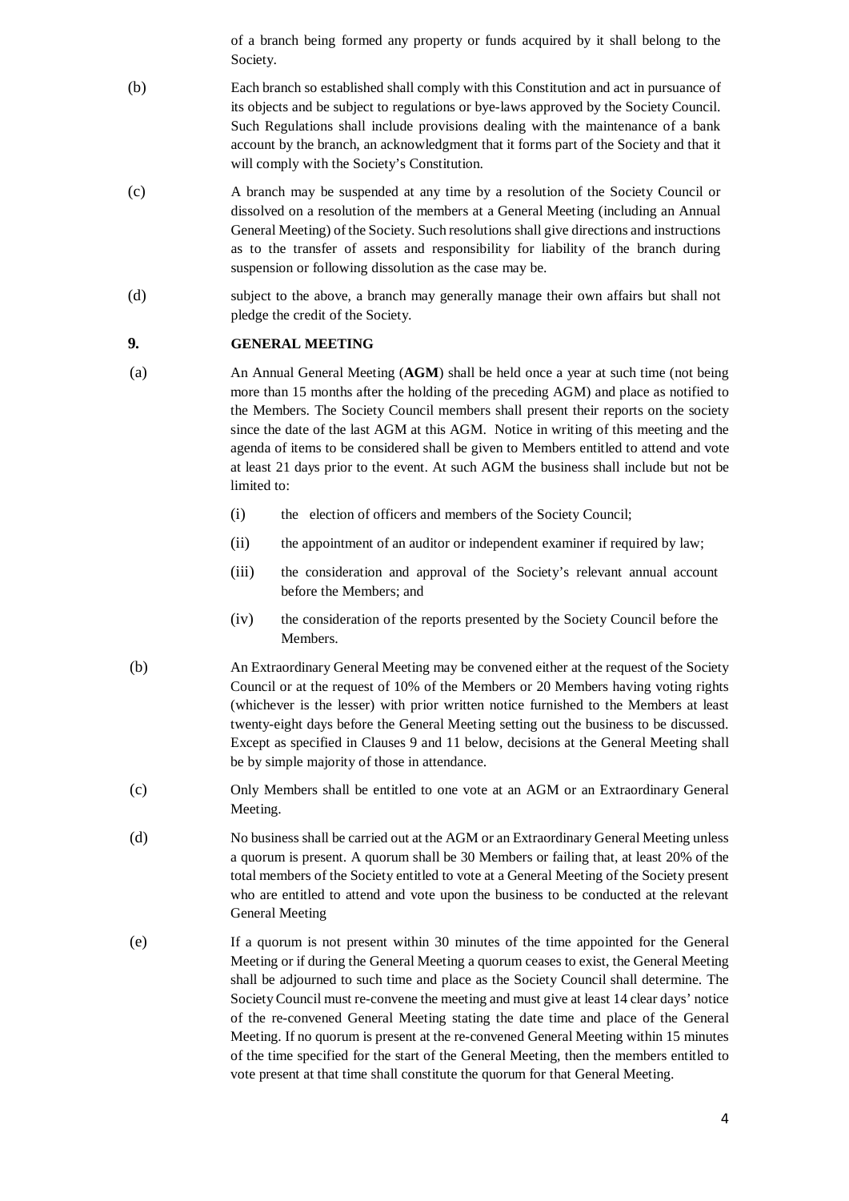of a branch being formed any property or funds acquired by it shall belong to the Society.

(b) Each branch so established shall comply with this Constitution and act in pursuance of its objects and be subject to regulations or bye-laws approved by the Society Council. Such Regulations shall include provisions dealing with the maintenance of a bank account by the branch, an acknowledgment that it forms part of the Society and that it will comply with the Society's Constitution.

(c) A branch may be suspended at any time by a resolution of the Society Council or dissolved on a resolution of the members at a General Meeting (including an Annual General Meeting) of the Society. Such resolutions shall give directions and instructions as to the transfer of assets and responsibility for liability of the branch during suspension or following dissolution as the case may be.

(d) subject to the above, a branch may generally manage their own affairs but shall not pledge the credit of the Society.

## 9. GENERAL MEETING

(a) An Annual General Meeting (**AGM**) shall be held once a year at such time (not being more than 15 months after the holding of the preceding AGM) and place as notified to the Members. The Society Council members shall present their reports on the society since the date of the last AGM at this AGM. Notice in writing of this meeting and the agenda of items to be considered shall be given to Members entitled to attend and vote at least 21 days prior to the event. At such AGM the business shall include but not be limited to:

- (i) the election of officers and members of the Society Council;
- (ii) the appointment of an auditor or independent examiner if required by law;
- (iii) the consideration and approval of the Society's relevant annual account before the Members; and
- (iv) the consideration of the reports presented by the Society Council before the Members.

(b) An Extraordinary General Meeting may be convened either at the request of the Society Council or at the request of 10% of the Members or 20 Members having voting rights (whichever is the lesser) with prior written notice furnished to the Members at least twenty-eight days before the General Meeting setting out the business to be discussed. Except as specified in Clauses 9 and 11 below, decisions at the General Meeting shall be by simple majority of those in attendance.

(c) Only Members shall be entitled to one vote at an AGM or an Extraordinary General Meeting.

(d) No business shall be carried out at the AGM or an Extraordinary General Meeting unless a quorum is present. A quorum shall be 30 Members or failing that, at least 20% of the total members of the Society entitled to vote at a General Meeting of the Society present who are entitled to attend and vote upon the business to be conducted at the relevant General Meeting

(e) If a quorum is not present within 30 minutes of the time appointed for the General Meeting or if during the General Meeting a quorum ceases to exist, the General Meeting shall be adjourned to such time and place as the Society Council shall determine. The Society Council must re-convene the meeting and must give at least 14 clear days' notice of the re-convened General Meeting stating the date time and place of the General Meeting. If no quorum is present at the re-convened General Meeting within 15 minutes of the time specified for the start of the General Meeting, then the members entitled to vote present at that time shall constitute the quorum for that General Meeting.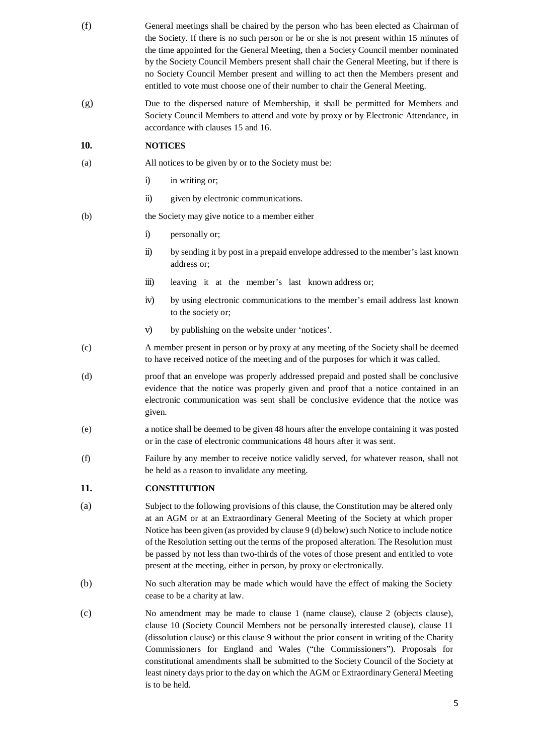(f) General meetings shall be chaired by the person who has been elected as Chairman of the Society. If there is no such person or he or she is not present within 15 minutes of the time appointed for the General Meeting, then a Society Council member nominated by the Society Council Members present shall chair the General Meeting, but if there is no Society Council Member present and willing to act then the Members present and entitled to vote must choose one of their number to chair the General Meeting.

(g) Due to the dispersed nature of Membership, it shall be permitted for Members and Society Council Members to attend and vote by proxy or by Electronic Attendance, in accordance with clauses 15 and 16.

**10. NOTICES**

(a) All notices to be given by or to the Society must be:

- i) in writing or;
- ii) given by electronic communications.

(b) the Society may give notice to a member either

- i) personally or;
- ii) by sending it by post in a prepaid envelope addressed to the member's last known address or;
- iii) leaving it at the member's last known address or;
- iv) by using electronic communications to the member's email address last known to the society or;
- v) by publishing on the website under 'notices'.

(c) A member present in person or by proxy at any meeting of the Society shall be deemed to have received notice of the meeting and of the purposes for which it was called.

(d) proof that an envelope was properly addressed prepaid and posted shall be conclusive evidence that the notice was properly given and proof that a notice contained in an electronic communication was sent shall be conclusive evidence that the notice was given.

(e) a notice shall be deemed to be given 48 hours after the envelope containing it was posted or in the case of electronic communications 48 hours after it was sent.

(f) Failure by any member to receive notice validly served, for whatever reason, shall not be held as a reason to invalidate any meeting.

**11. CONSTITUTION**

(a) Subject to the following provisions of this clause, the Constitution may be altered only at an AGM or at an Extraordinary General Meeting of the Society at which proper Notice has been given (as provided by clause 9 (d) below) such Notice to include notice of the Resolution setting out the terms of the proposed alteration. The Resolution must be passed by not less than two-thirds of the votes of those present and entitled to vote present at the meeting, either in person, by proxy or electronically.

(b) No such alteration may be made which would have the effect of making the Society cease to be a charity at law.

(c) No amendment may be made to clause 1 (name clause), clause 2 (objects clause), clause 10 (Society Council Members not be personally interested clause), clause 11 (dissolution clause) or this clause 9 without the prior consent in writing of the Charity Commissioners for England and Wales ("the Commissioners"). Proposals for constitutional amendments shall be submitted to the Society Council of the Society at least ninety days prior to the day on which the AGM or Extraordinary General Meeting is to be held.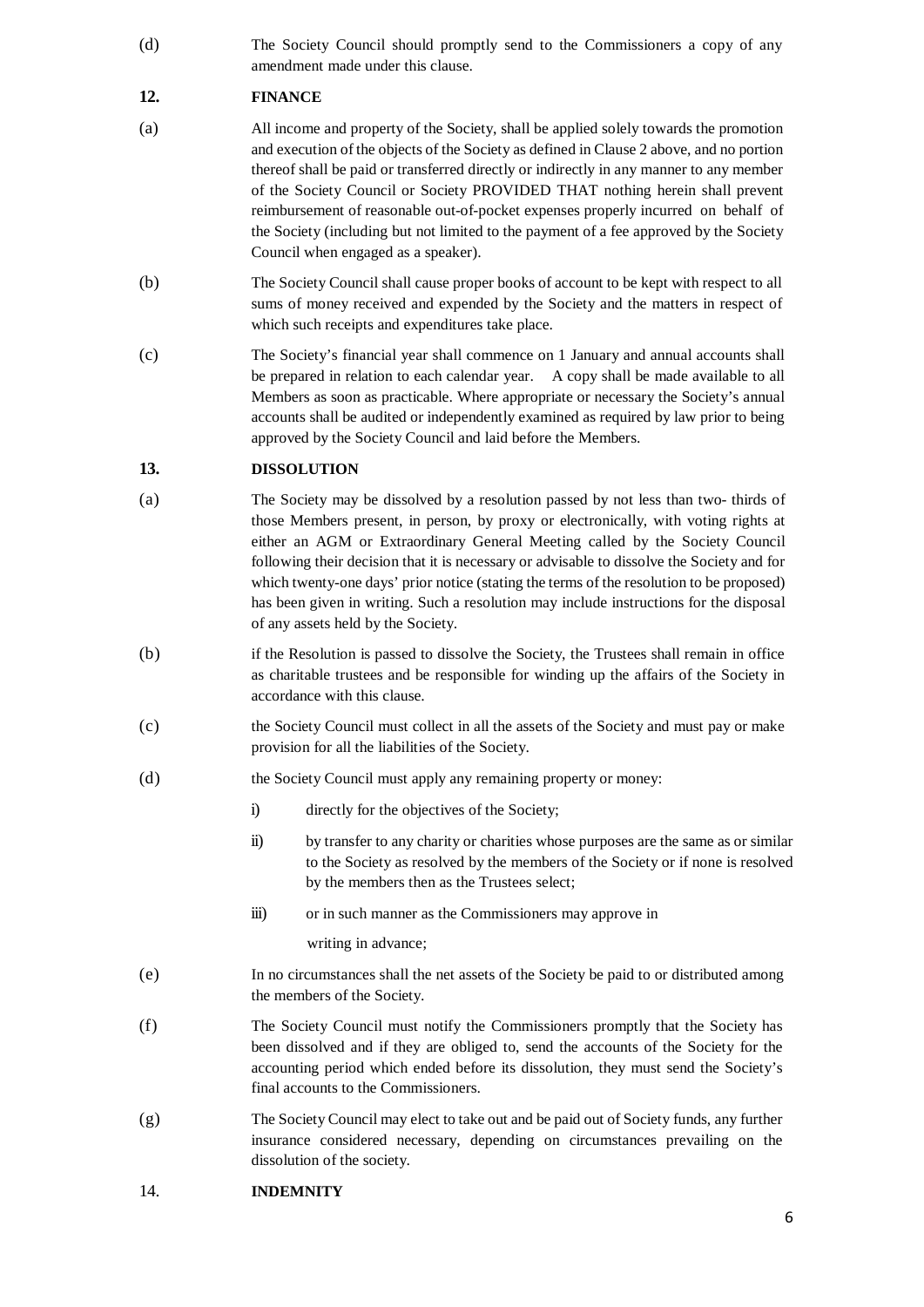(d) The Society Council should promptly send to the Commissioners a copy of any amendment made under this clause.

## 12. FINANCE

(a) All income and property of the Society, shall be applied solely towards the promotion and execution of the objects of the Society as defined in Clause 2 above, and no portion thereof shall be paid or transferred directly or indirectly in any manner to any member of the Society Council or Society PROVIDED THAT nothing herein shall prevent reimbursement of reasonable out-of-pocket expenses properly incurred on behalf of the Society (including but not limited to the payment of a fee approved by the Society Council when engaged as a speaker).

(b) The Society Council shall cause proper books of account to be kept with respect to all sums of money received and expended by the Society and the matters in respect of which such receipts and expenditures take place.

(c) The Society's financial year shall commence on 1 January and annual accounts shall be prepared in relation to each calendar year. A copy shall be made available to all Members as soon as practicable. Where appropriate or necessary the Society's annual accounts shall be audited or independently examined as required by law prior to being approved by the Society Council and laid before the Members.

## 13. DISSOLUTION

(a) The Society may be dissolved by a resolution passed by not less than two- thirds of those Members present, in person, by proxy or electronically, with voting rights at either an AGM or Extraordinary General Meeting called by the Society Council following their decision that it is necessary or advisable to dissolve the Society and for which twenty-one days' prior notice (stating the terms of the resolution to be proposed) has been given in writing. Such a resolution may include instructions for the disposal of any assets held by the Society.

(b) if the Resolution is passed to dissolve the Society, the Trustees shall remain in office as charitable trustees and be responsible for winding up the affairs of the Society in accordance with this clause.

(c) the Society Council must collect in all the assets of the Society and must pay or make provision for all the liabilities of the Society.

(d) the Society Council must apply any remaining property or money:

- i) directly for the objectives of the Society;
- ii) by transfer to any charity or charities whose purposes are the same as or similar to the Society as resolved by the members of the Society or if none is resolved by the members then as the Trustees select;
- iii) or in such manner as the Commissioners may approve in writing in advance;

(e) In no circumstances shall the net assets of the Society be paid to or distributed among the members of the Society.

(f) The Society Council must notify the Commissioners promptly that the Society has been dissolved and if they are obliged to, send the accounts of the Society for the accounting period which ended before its dissolution, they must send the Society's final accounts to the Commissioners.

(g) The Society Council may elect to take out and be paid out of Society funds, any further insurance considered necessary, depending on circumstances prevailing on the dissolution of the society.

## 14. INDEMNITY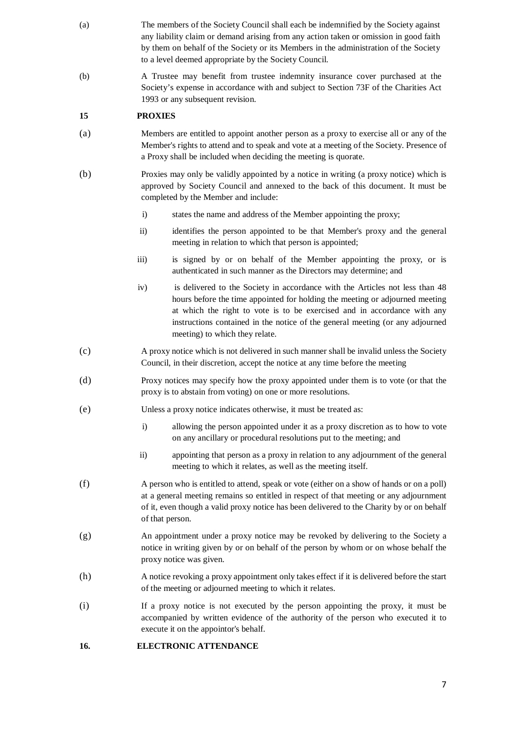(a) The members of the Society Council shall each be indemnified by the Society against any liability claim or demand arising from any action taken or omission in good faith by them on behalf of the Society or its Members in the administration of the Society to a level deemed appropriate by the Society Council.

(b) A Trustee may benefit from trustee indemnity insurance cover purchased at the Society's expense in accordance with and subject to Section 73F of the Charities Act 1993 or any subsequent revision.

## 15 PROXIES

(a) Members are entitled to appoint another person as a proxy to exercise all or any of the Member's rights to attend and to speak and vote at a meeting of the Society. Presence of a Proxy shall be included when deciding the meeting is quorate.

(b) Proxies may only be validly appointed by a notice in writing (a proxy notice) which is approved by Society Council and annexed to the back of this document. It must be completed by the Member and include:

- i) states the name and address of the Member appointing the proxy;
- ii) identifies the person appointed to be that Member's proxy and the general meeting in relation to which that person is appointed;
- iii) is signed by or on behalf of the Member appointing the proxy, or is authenticated in such manner as the Directors may determine; and
- iv) is delivered to the Society in accordance with the Articles not less than 48 hours before the time appointed for holding the meeting or adjourned meeting at which the right to vote is to be exercised and in accordance with any instructions contained in the notice of the general meeting (or any adjourned meeting) to which they relate.

(c) A proxy notice which is not delivered in such manner shall be invalid unless the Society Council, in their discretion, accept the notice at any time before the meeting

(d) Proxy notices may specify how the proxy appointed under them is to vote (or that the proxy is to abstain from voting) on one or more resolutions.

(e) Unless a proxy notice indicates otherwise, it must be treated as:

- i) allowing the person appointed under it as a proxy discretion as to how to vote on any ancillary or procedural resolutions put to the meeting; and
- ii) appointing that person as a proxy in relation to any adjournment of the general meeting to which it relates, as well as the meeting itself.

(f) A person who is entitled to attend, speak or vote (either on a show of hands or on a poll) at a general meeting remains so entitled in respect of that meeting or any adjournment of it, even though a valid proxy notice has been delivered to the Charity by or on behalf of that person.

(g) An appointment under a proxy notice may be revoked by delivering to the Society a notice in writing given by or on behalf of the person by whom or on whose behalf the proxy notice was given.

(h) A notice revoking a proxy appointment only takes effect if it is delivered before the start of the meeting or adjourned meeting to which it relates.

(i) If a proxy notice is not executed by the person appointing the proxy, it must be accompanied by written evidence of the authority of the person who executed it to execute it on the appointor's behalf.

## 16. ELECTRONIC ATTENDANCE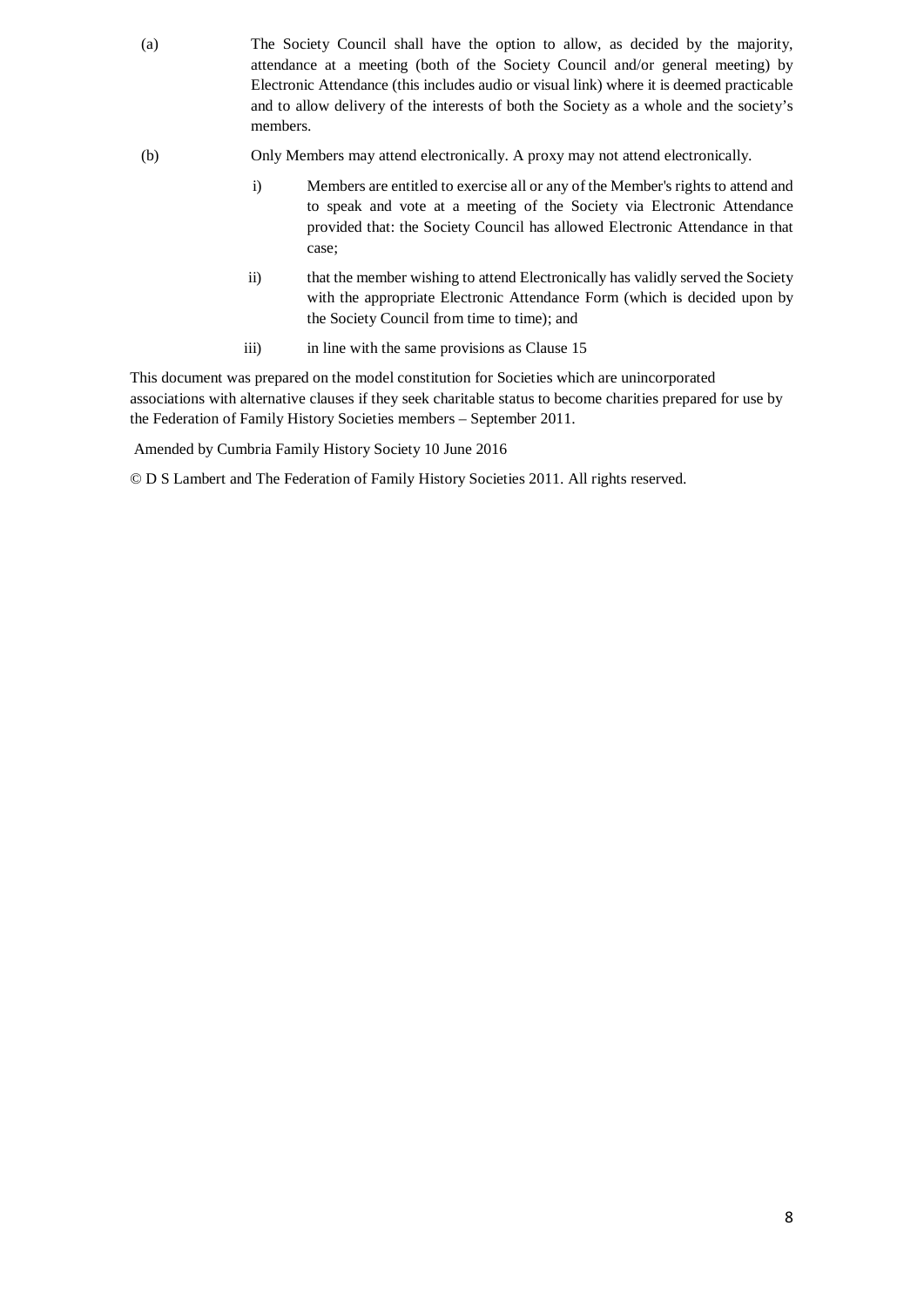(a) The Society Council shall have the option to allow, as decided by the majority, attendance at a meeting (both of the Society Council and/or general meeting) by Electronic Attendance (this includes audio or visual link) where it is deemed practicable and to allow delivery of the interests of both the Society as a whole and the society's members.

(b) Only Members may attend electronically. A proxy may not attend electronically.

- i) Members are entitled to exercise all or any of the Member's rights to attend and to speak and vote at a meeting of the Society via Electronic Attendance provided that: the Society Council has allowed Electronic Attendance in that case;
- ii) that the member wishing to attend Electronically has validly served the Society with the appropriate Electronic Attendance Form (which is decided upon by the Society Council from time to time); and
- iii) in line with the same provisions as Clause 15

This document was prepared on the model constitution for Societies which are unincorporated associations with alternative clauses if they seek charitable status to become charities prepared for use by the Federation of Family History Societies members – September 2011.

Amended by Cumbria Family History Society 10 June 2016

© D S Lambert and The Federation of Family History Societies 2011. All rights reserved.